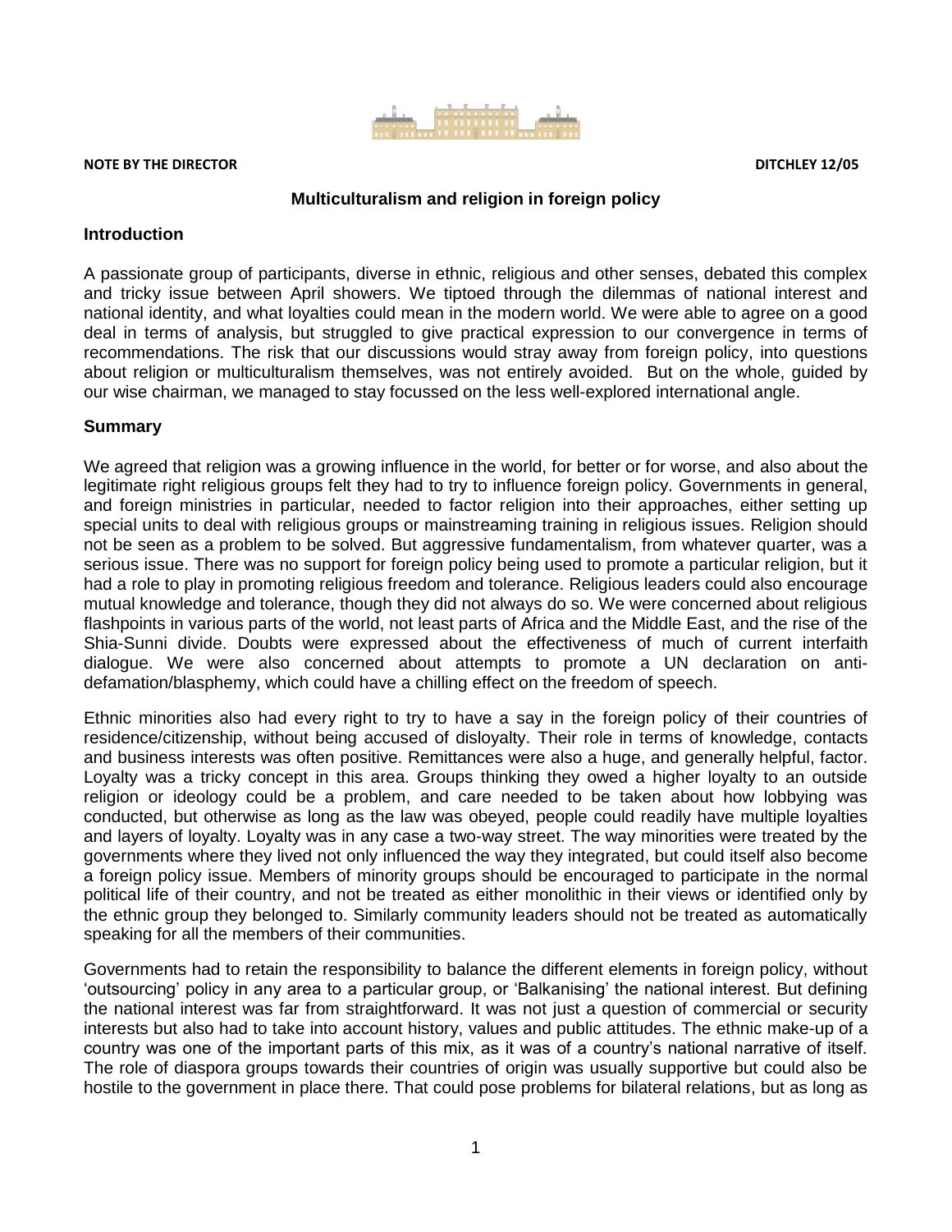**NOTE BY THE DIRECTOR** **DITCHLEY 12/05**

# Multiculturalism and religion in foreign policy

## Introduction

A passionate group of participants, diverse in ethnic, religious and other senses, debated this complex and tricky issue between April showers. We tiptoed through the dilemmas of national interest and national identity, and what loyalties could mean in the modern world. We were able to agree on a good deal in terms of analysis, but struggled to give practical expression to our convergence in terms of recommendations. The risk that our discussions would stray away from foreign policy, into questions about religion or multiculturalism themselves, was not entirely avoided. But on the whole, guided by our wise chairman, we managed to stay focussed on the less well-explored international angle.

## Summary

We agreed that religion was a growing influence in the world, for better or for worse, and also about the legitimate right religious groups felt they had to try to influence foreign policy. Governments in general, and foreign ministries in particular, needed to factor religion into their approaches, either setting up special units to deal with religious groups or mainstreaming training in religious issues. Religion should not be seen as a problem to be solved. But aggressive fundamentalism, from whatever quarter, was a serious issue. There was no support for foreign policy being used to promote a particular religion, but it had a role to play in promoting religious freedom and tolerance. Religious leaders could also encourage mutual knowledge and tolerance, though they did not always do so. We were concerned about religious flashpoints in various parts of the world, not least parts of Africa and the Middle East, and the rise of the Shia-Sunni divide. Doubts were expressed about the effectiveness of much of current interfaith dialogue. We were also concerned about attempts to promote a UN declaration on anti-defamation/blasphemy, which could have a chilling effect on the freedom of speech.

Ethnic minorities also had every right to try to have a say in the foreign policy of their countries of residence/citizenship, without being accused of disloyalty. Their role in terms of knowledge, contacts and business interests was often positive. Remittances were also a huge, and generally helpful, factor. Loyalty was a tricky concept in this area. Groups thinking they owed a higher loyalty to an outside religion or ideology could be a problem, and care needed to be taken about how lobbying was conducted, but otherwise as long as the law was obeyed, people could readily have multiple loyalties and layers of loyalty. Loyalty was in any case a two-way street. The way minorities were treated by the governments where they lived not only influenced the way they integrated, but could itself also become a foreign policy issue. Members of minority groups should be encouraged to participate in the normal political life of their country, and not be treated as either monolithic in their views or identified only by the ethnic group they belonged to. Similarly community leaders should not be treated as automatically speaking for all the members of their communities.

Governments had to retain the responsibility to balance the different elements in foreign policy, without 'outsourcing' policy in any area to a particular group, or 'Balkanising' the national interest. But defining the national interest was far from straightforward. It was not just a question of commercial or security interests but also had to take into account history, values and public attitudes. The ethnic make-up of a country was one of the important parts of this mix, as it was of a country's national narrative of itself. The role of diaspora groups towards their countries of origin was usually supportive but could also be hostile to the government in place there. That could pose problems for bilateral relations, but as long as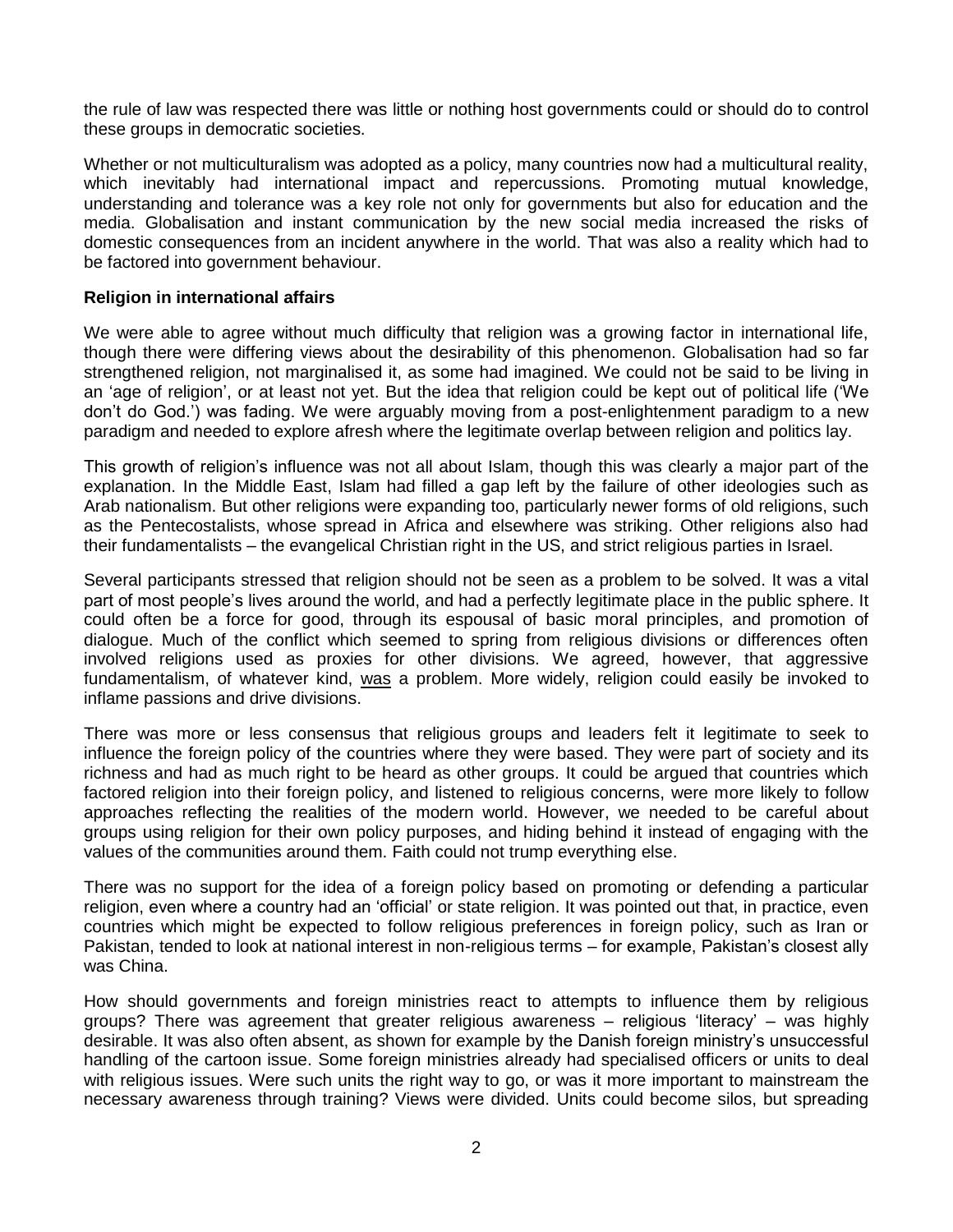the rule of law was respected there was little or nothing host governments could or should do to control these groups in democratic societies.

Whether or not multiculturalism was adopted as a policy, many countries now had a multicultural reality, which inevitably had international impact and repercussions. Promoting mutual knowledge, understanding and tolerance was a key role not only for governments but also for education and the media. Globalisation and instant communication by the new social media increased the risks of domestic consequences from an incident anywhere in the world. That was also a reality which had to be factored into government behaviour.

**Religion in international affairs**

We were able to agree without much difficulty that religion was a growing factor in international life, though there were differing views about the desirability of this phenomenon. Globalisation had so far strengthened religion, not marginalised it, as some had imagined. We could not be said to be living in an 'age of religion', or at least not yet. But the idea that religion could be kept out of political life ('We don't do God.') was fading. We were arguably moving from a post-enlightenment paradigm to a new paradigm and needed to explore afresh where the legitimate overlap between religion and politics lay.

This growth of religion's influence was not all about Islam, though this was clearly a major part of the explanation. In the Middle East, Islam had filled a gap left by the failure of other ideologies such as Arab nationalism. But other religions were expanding too, particularly newer forms of old religions, such as the Pentecostalists, whose spread in Africa and elsewhere was striking. Other religions also had their fundamentalists – the evangelical Christian right in the US, and strict religious parties in Israel.

Several participants stressed that religion should not be seen as a problem to be solved. It was a vital part of most people's lives around the world, and had a perfectly legitimate place in the public sphere. It could often be a force for good, through its espousal of basic moral principles, and promotion of dialogue. Much of the conflict which seemed to spring from religious divisions or differences often involved religions used as proxies for other divisions. We agreed, however, that aggressive fundamentalism, of whatever kind, <u>was</u> a problem. More widely, religion could easily be invoked to inflame passions and drive divisions.

There was more or less consensus that religious groups and leaders felt it legitimate to seek to influence the foreign policy of the countries where they were based. They were part of society and its richness and had as much right to be heard as other groups. It could be argued that countries which factored religion into their foreign policy, and listened to religious concerns, were more likely to follow approaches reflecting the realities of the modern world. However, we needed to be careful about groups using religion for their own policy purposes, and hiding behind it instead of engaging with the values of the communities around them. Faith could not trump everything else.

There was no support for the idea of a foreign policy based on promoting or defending a particular religion, even where a country had an 'official' or state religion. It was pointed out that, in practice, even countries which might be expected to follow religious preferences in foreign policy, such as Iran or Pakistan, tended to look at national interest in non-religious terms – for example, Pakistan's closest ally was China.

How should governments and foreign ministries react to attempts to influence them by religious groups? There was agreement that greater religious awareness – religious 'literacy' – was highly desirable. It was also often absent, as shown for example by the Danish foreign ministry's unsuccessful handling of the cartoon issue. Some foreign ministries already had specialised officers or units to deal with religious issues. Were such units the right way to go, or was it more important to mainstream the necessary awareness through training? Views were divided. Units could become silos, but spreading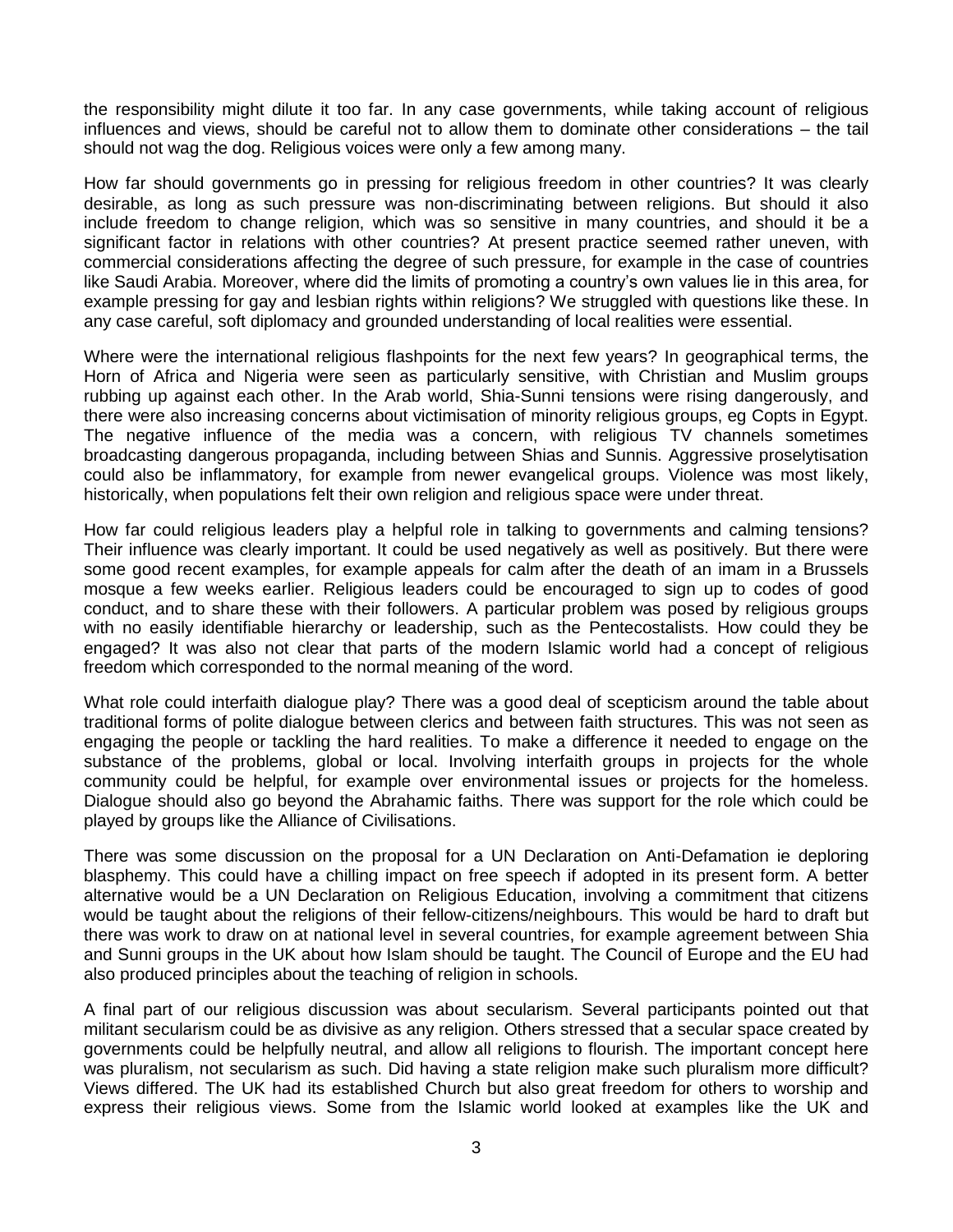the responsibility might dilute it too far. In any case governments, while taking account of religious influences and views, should be careful not to allow them to dominate other considerations – the tail should not wag the dog. Religious voices were only a few among many.

How far should governments go in pressing for religious freedom in other countries? It was clearly desirable, as long as such pressure was non-discriminating between religions. But should it also include freedom to change religion, which was so sensitive in many countries, and should it be a significant factor in relations with other countries? At present practice seemed rather uneven, with commercial considerations affecting the degree of such pressure, for example in the case of countries like Saudi Arabia. Moreover, where did the limits of promoting a country's own values lie in this area, for example pressing for gay and lesbian rights within religions? We struggled with questions like these. In any case careful, soft diplomacy and grounded understanding of local realities were essential.

Where were the international religious flashpoints for the next few years? In geographical terms, the Horn of Africa and Nigeria were seen as particularly sensitive, with Christian and Muslim groups rubbing up against each other. In the Arab world, Shia-Sunni tensions were rising dangerously, and there were also increasing concerns about victimisation of minority religious groups, eg Copts in Egypt. The negative influence of the media was a concern, with religious TV channels sometimes broadcasting dangerous propaganda, including between Shias and Sunnis. Aggressive proselytisation could also be inflammatory, for example from newer evangelical groups. Violence was most likely, historically, when populations felt their own religion and religious space were under threat.

How far could religious leaders play a helpful role in talking to governments and calming tensions? Their influence was clearly important. It could be used negatively as well as positively. But there were some good recent examples, for example appeals for calm after the death of an imam in a Brussels mosque a few weeks earlier. Religious leaders could be encouraged to sign up to codes of good conduct, and to share these with their followers. A particular problem was posed by religious groups with no easily identifiable hierarchy or leadership, such as the Pentecostalists. How could they be engaged? It was also not clear that parts of the modern Islamic world had a concept of religious freedom which corresponded to the normal meaning of the word.

What role could interfaith dialogue play? There was a good deal of scepticism around the table about traditional forms of polite dialogue between clerics and between faith structures. This was not seen as engaging the people or tackling the hard realities. To make a difference it needed to engage on the substance of the problems, global or local. Involving interfaith groups in projects for the whole community could be helpful, for example over environmental issues or projects for the homeless. Dialogue should also go beyond the Abrahamic faiths. There was support for the role which could be played by groups like the Alliance of Civilisations.

There was some discussion on the proposal for a UN Declaration on Anti-Defamation ie deploring blasphemy. This could have a chilling impact on free speech if adopted in its present form. A better alternative would be a UN Declaration on Religious Education, involving a commitment that citizens would be taught about the religions of their fellow-citizens/neighbours. This would be hard to draft but there was work to draw on at national level in several countries, for example agreement between Shia and Sunni groups in the UK about how Islam should be taught. The Council of Europe and the EU had also produced principles about the teaching of religion in schools.

A final part of our religious discussion was about secularism. Several participants pointed out that militant secularism could be as divisive as any religion. Others stressed that a secular space created by governments could be helpfully neutral, and allow all religions to flourish. The important concept here was pluralism, not secularism as such. Did having a state religion make such pluralism more difficult? Views differed. The UK had its established Church but also great freedom for others to worship and express their religious views. Some from the Islamic world looked at examples like the UK and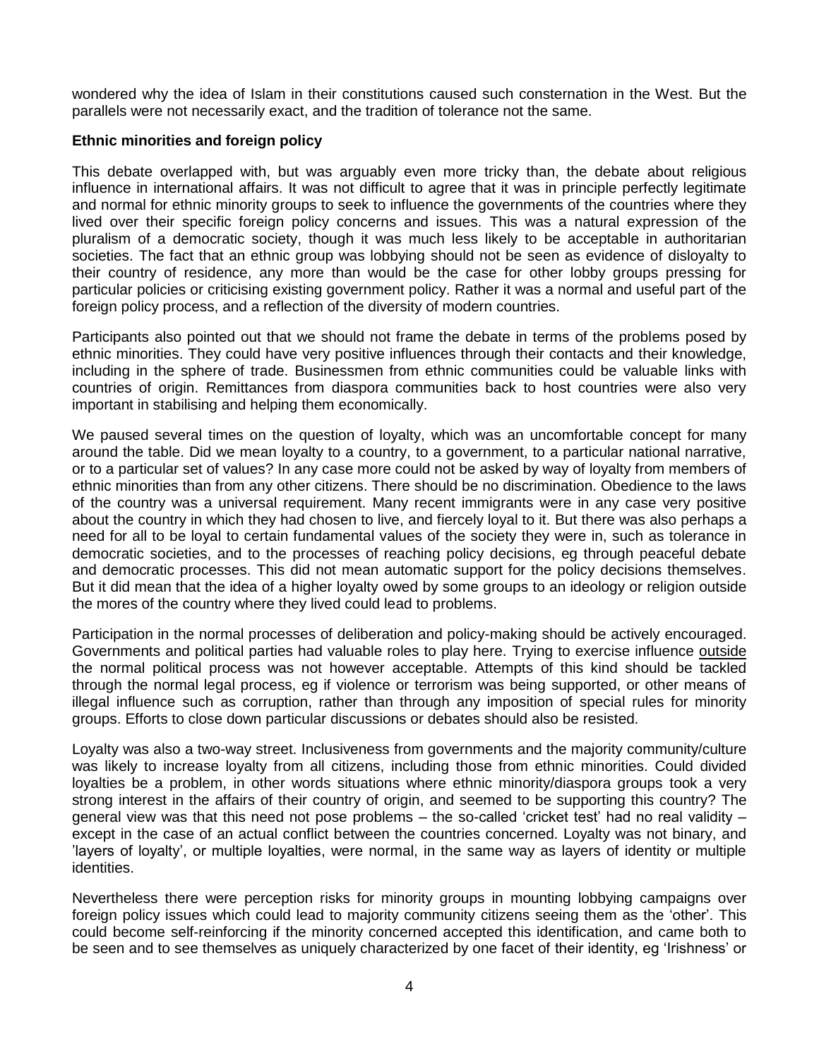wondered why the idea of Islam in their constitutions caused such consternation in the West. But the parallels were not necessarily exact, and the tradition of tolerance not the same.

**Ethnic minorities and foreign policy**

This debate overlapped with, but was arguably even more tricky than, the debate about religious influence in international affairs. It was not difficult to agree that it was in principle perfectly legitimate and normal for ethnic minority groups to seek to influence the governments of the countries where they lived over their specific foreign policy concerns and issues. This was a natural expression of the pluralism of a democratic society, though it was much less likely to be acceptable in authoritarian societies. The fact that an ethnic group was lobbying should not be seen as evidence of disloyalty to their country of residence, any more than would be the case for other lobby groups pressing for particular policies or criticising existing government policy. Rather it was a normal and useful part of the foreign policy process, and a reflection of the diversity of modern countries.

Participants also pointed out that we should not frame the debate in terms of the problems posed by ethnic minorities. They could have very positive influences through their contacts and their knowledge, including in the sphere of trade. Businessmen from ethnic communities could be valuable links with countries of origin. Remittances from diaspora communities back to host countries were also very important in stabilising and helping them economically.

We paused several times on the question of loyalty, which was an uncomfortable concept for many around the table. Did we mean loyalty to a country, to a government, to a particular national narrative, or to a particular set of values? In any case more could not be asked by way of loyalty from members of ethnic minorities than from any other citizens. There should be no discrimination. Obedience to the laws of the country was a universal requirement. Many recent immigrants were in any case very positive about the country in which they had chosen to live, and fiercely loyal to it. But there was also perhaps a need for all to be loyal to certain fundamental values of the society they were in, such as tolerance in democratic societies, and to the processes of reaching policy decisions, eg through peaceful debate and democratic processes. This did not mean automatic support for the policy decisions themselves. But it did mean that the idea of a higher loyalty owed by some groups to an ideology or religion outside the mores of the country where they lived could lead to problems.

Participation in the normal processes of deliberation and policy-making should be actively encouraged. Governments and political parties had valuable roles to play here. Trying to exercise influence <u>outside</u> the normal political process was not however acceptable. Attempts of this kind should be tackled through the normal legal process, eg if violence or terrorism was being supported, or other means of illegal influence such as corruption, rather than through any imposition of special rules for minority groups. Efforts to close down particular discussions or debates should also be resisted.

Loyalty was also a two-way street. Inclusiveness from governments and the majority community/culture was likely to increase loyalty from all citizens, including those from ethnic minorities. Could divided loyalties be a problem, in other words situations where ethnic minority/diaspora groups took a very strong interest in the affairs of their country of origin, and seemed to be supporting this country? The general view was that this need not pose problems – the so-called 'cricket test' had no real validity – except in the case of an actual conflict between the countries concerned. Loyalty was not binary, and 'layers of loyalty', or multiple loyalties, were normal, in the same way as layers of identity or multiple identities.

Nevertheless there were perception risks for minority groups in mounting lobbying campaigns over foreign policy issues which could lead to majority community citizens seeing them as the 'other'. This could become self-reinforcing if the minority concerned accepted this identification, and came both to be seen and to see themselves as uniquely characterized by one facet of their identity, eg 'Irishness' or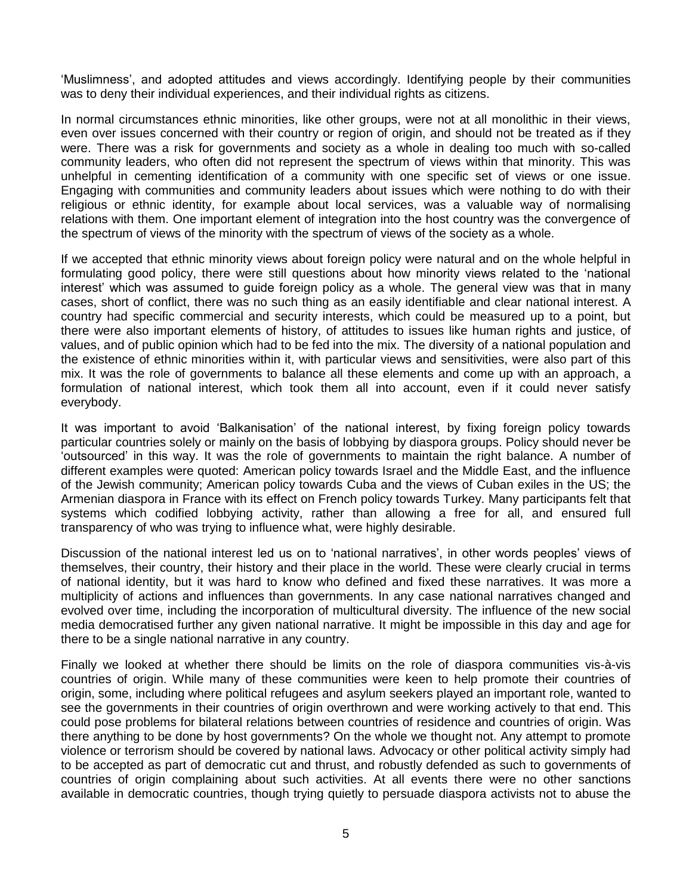'Muslimness', and adopted attitudes and views accordingly. Identifying people by their communities was to deny their individual experiences, and their individual rights as citizens.

In normal circumstances ethnic minorities, like other groups, were not at all monolithic in their views, even over issues concerned with their country or region of origin, and should not be treated as if they were. There was a risk for governments and society as a whole in dealing too much with so-called community leaders, who often did not represent the spectrum of views within that minority. This was unhelpful in cementing identification of a community with one specific set of views or one issue. Engaging with communities and community leaders about issues which were nothing to do with their religious or ethnic identity, for example about local services, was a valuable way of normalising relations with them. One important element of integration into the host country was the convergence of the spectrum of views of the minority with the spectrum of views of the society as a whole.

If we accepted that ethnic minority views about foreign policy were natural and on the whole helpful in formulating good policy, there were still questions about how minority views related to the 'national interest' which was assumed to guide foreign policy as a whole. The general view was that in many cases, short of conflict, there was no such thing as an easily identifiable and clear national interest. A country had specific commercial and security interests, which could be measured up to a point, but there were also important elements of history, of attitudes to issues like human rights and justice, of values, and of public opinion which had to be fed into the mix. The diversity of a national population and the existence of ethnic minorities within it, with particular views and sensitivities, were also part of this mix. It was the role of governments to balance all these elements and come up with an approach, a formulation of national interest, which took them all into account, even if it could never satisfy everybody.

It was important to avoid 'Balkanisation' of the national interest, by fixing foreign policy towards particular countries solely or mainly on the basis of lobbying by diaspora groups. Policy should never be 'outsourced' in this way. It was the role of governments to maintain the right balance. A number of different examples were quoted: American policy towards Israel and the Middle East, and the influence of the Jewish community; American policy towards Cuba and the views of Cuban exiles in the US; the Armenian diaspora in France with its effect on French policy towards Turkey. Many participants felt that systems which codified lobbying activity, rather than allowing a free for all, and ensured full transparency of who was trying to influence what, were highly desirable.

Discussion of the national interest led us on to 'national narratives', in other words peoples' views of themselves, their country, their history and their place in the world. These were clearly crucial in terms of national identity, but it was hard to know who defined and fixed these narratives. It was more a multiplicity of actions and influences than governments. In any case national narratives changed and evolved over time, including the incorporation of multicultural diversity. The influence of the new social media democratised further any given national narrative. It might be impossible in this day and age for there to be a single national narrative in any country.

Finally we looked at whether there should be limits on the role of diaspora communities vis-à-vis countries of origin. While many of these communities were keen to help promote their countries of origin, some, including where political refugees and asylum seekers played an important role, wanted to see the governments in their countries of origin overthrown and were working actively to that end. This could pose problems for bilateral relations between countries of residence and countries of origin. Was there anything to be done by host governments? On the whole we thought not. Any attempt to promote violence or terrorism should be covered by national laws. Advocacy or other political activity simply had to be accepted as part of democratic cut and thrust, and robustly defended as such to governments of countries of origin complaining about such activities. At all events there were no other sanctions available in democratic countries, though trying quietly to persuade diaspora activists not to abuse the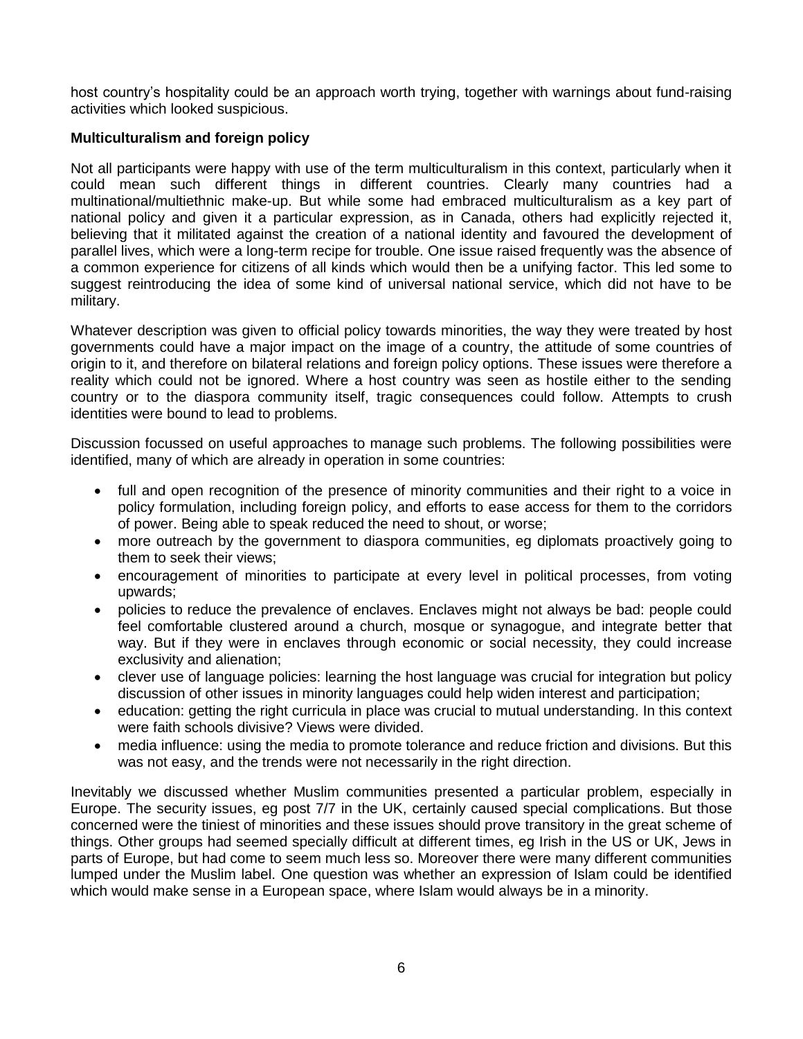host country's hospitality could be an approach worth trying, together with warnings about fund-raising activities which looked suspicious.

**Multiculturalism and foreign policy**

Not all participants were happy with use of the term multiculturalism in this context, particularly when it could mean such different things in different countries. Clearly many countries had a multinational/multiethnic make-up. But while some had embraced multiculturalism as a key part of national policy and given it a particular expression, as in Canada, others had explicitly rejected it, believing that it militated against the creation of a national identity and favoured the development of parallel lives, which were a long-term recipe for trouble. One issue raised frequently was the absence of a common experience for citizens of all kinds which would then be a unifying factor. This led some to suggest reintroducing the idea of some kind of universal national service, which did not have to be military.

Whatever description was given to official policy towards minorities, the way they were treated by host governments could have a major impact on the image of a country, the attitude of some countries of origin to it, and therefore on bilateral relations and foreign policy options. These issues were therefore a reality which could not be ignored. Where a host country was seen as hostile either to the sending country or to the diaspora community itself, tragic consequences could follow. Attempts to crush identities were bound to lead to problems.

Discussion focussed on useful approaches to manage such problems. The following possibilities were identified, many of which are already in operation in some countries:

- full and open recognition of the presence of minority communities and their right to a voice in policy formulation, including foreign policy, and efforts to ease access for them to the corridors of power. Being able to speak reduced the need to shout, or worse;
- more outreach by the government to diaspora communities, eg diplomats proactively going to them to seek their views;
- encouragement of minorities to participate at every level in political processes, from voting upwards;
- policies to reduce the prevalence of enclaves. Enclaves might not always be bad: people could feel comfortable clustered around a church, mosque or synagogue, and integrate better that way. But if they were in enclaves through economic or social necessity, they could increase exclusivity and alienation;
- clever use of language policies: learning the host language was crucial for integration but policy discussion of other issues in minority languages could help widen interest and participation;
- education: getting the right curricula in place was crucial to mutual understanding. In this context were faith schools divisive? Views were divided.
- media influence: using the media to promote tolerance and reduce friction and divisions. But this was not easy, and the trends were not necessarily in the right direction.

Inevitably we discussed whether Muslim communities presented a particular problem, especially in Europe. The security issues, eg post 7/7 in the UK, certainly caused special complications. But those concerned were the tiniest of minorities and these issues should prove transitory in the great scheme of things. Other groups had seemed specially difficult at different times, eg Irish in the US or UK, Jews in parts of Europe, but had come to seem much less so. Moreover there were many different communities lumped under the Muslim label. One question was whether an expression of Islam could be identified which would make sense in a European space, where Islam would always be in a minority.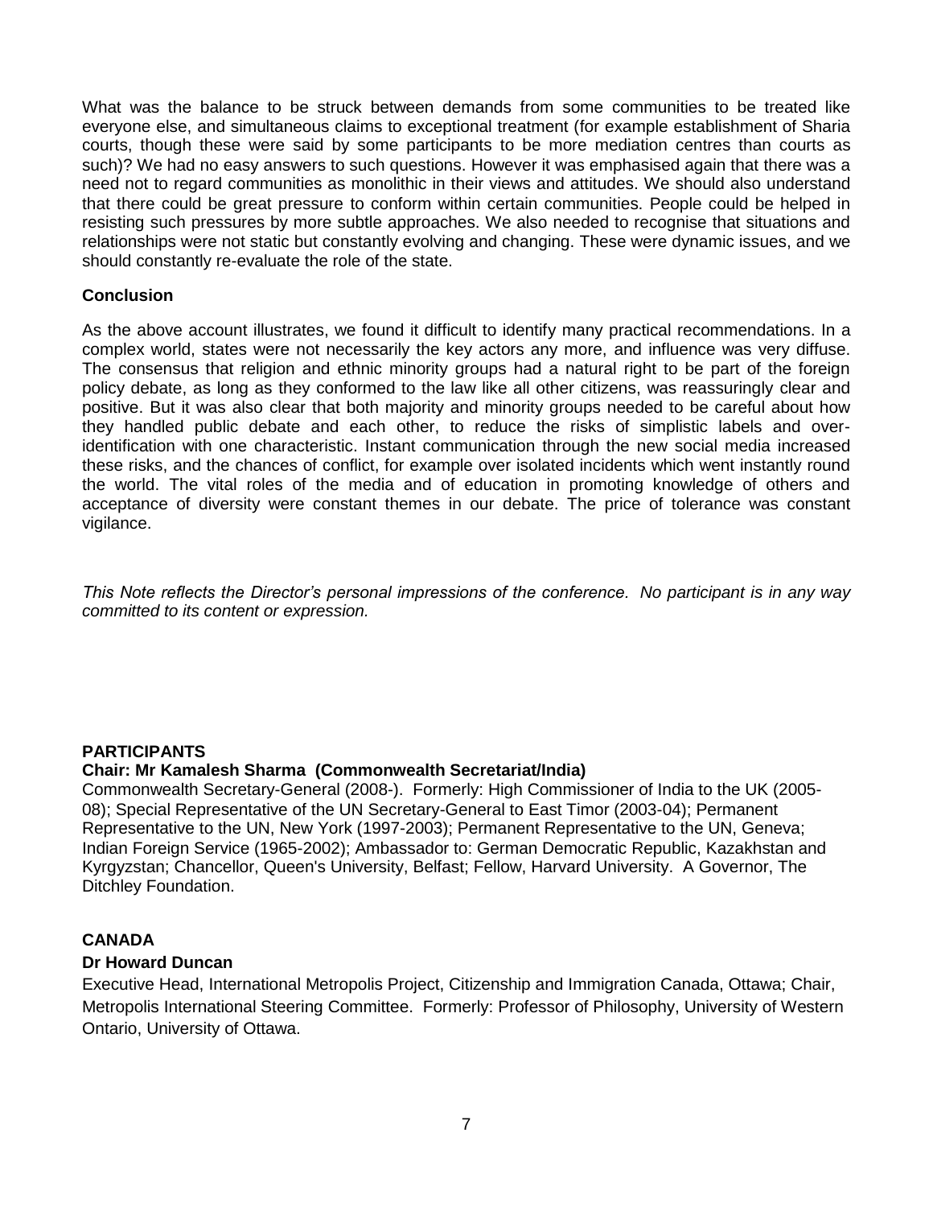What was the balance to be struck between demands from some communities to be treated like everyone else, and simultaneous claims to exceptional treatment (for example establishment of Sharia courts, though these were said by some participants to be more mediation centres than courts as such)? We had no easy answers to such questions. However it was emphasised again that there was a need not to regard communities as monolithic in their views and attitudes. We should also understand that there could be great pressure to conform within certain communities. People could be helped in resisting such pressures by more subtle approaches. We also needed to recognise that situations and relationships were not static but constantly evolving and changing. These were dynamic issues, and we should constantly re-evaluate the role of the state.

**Conclusion**

As the above account illustrates, we found it difficult to identify many practical recommendations. In a complex world, states were not necessarily the key actors any more, and influence was very diffuse. The consensus that religion and ethnic minority groups had a natural right to be part of the foreign policy debate, as long as they conformed to the law like all other citizens, was reassuringly clear and positive. But it was also clear that both majority and minority groups needed to be careful about how they handled public debate and each other, to reduce the risks of simplistic labels and over-identification with one characteristic. Instant communication through the new social media increased these risks, and the chances of conflict, for example over isolated incidents which went instantly round the world. The vital roles of the media and of education in promoting knowledge of others and acceptance of diversity were constant themes in our debate. The price of tolerance was constant vigilance.

*This Note reflects the Director's personal impressions of the conference. No participant is in any way committed to its content or expression.*

**PARTICIPANTS**

**Chair: Mr Kamalesh Sharma (Commonwealth Secretariat/India)**

Commonwealth Secretary-General (2008-). Formerly: High Commissioner of India to the UK (2005-08); Special Representative of the UN Secretary-General to East Timor (2003-04); Permanent Representative to the UN, New York (1997-2003); Permanent Representative to the UN, Geneva; Indian Foreign Service (1965-2002); Ambassador to: German Democratic Republic, Kazakhstan and Kyrgyzstan; Chancellor, Queen's University, Belfast; Fellow, Harvard University. A Governor, The Ditchley Foundation.

**CANADA**

**Dr Howard Duncan**

Executive Head, International Metropolis Project, Citizenship and Immigration Canada, Ottawa; Chair, Metropolis International Steering Committee. Formerly: Professor of Philosophy, University of Western Ontario, University of Ottawa.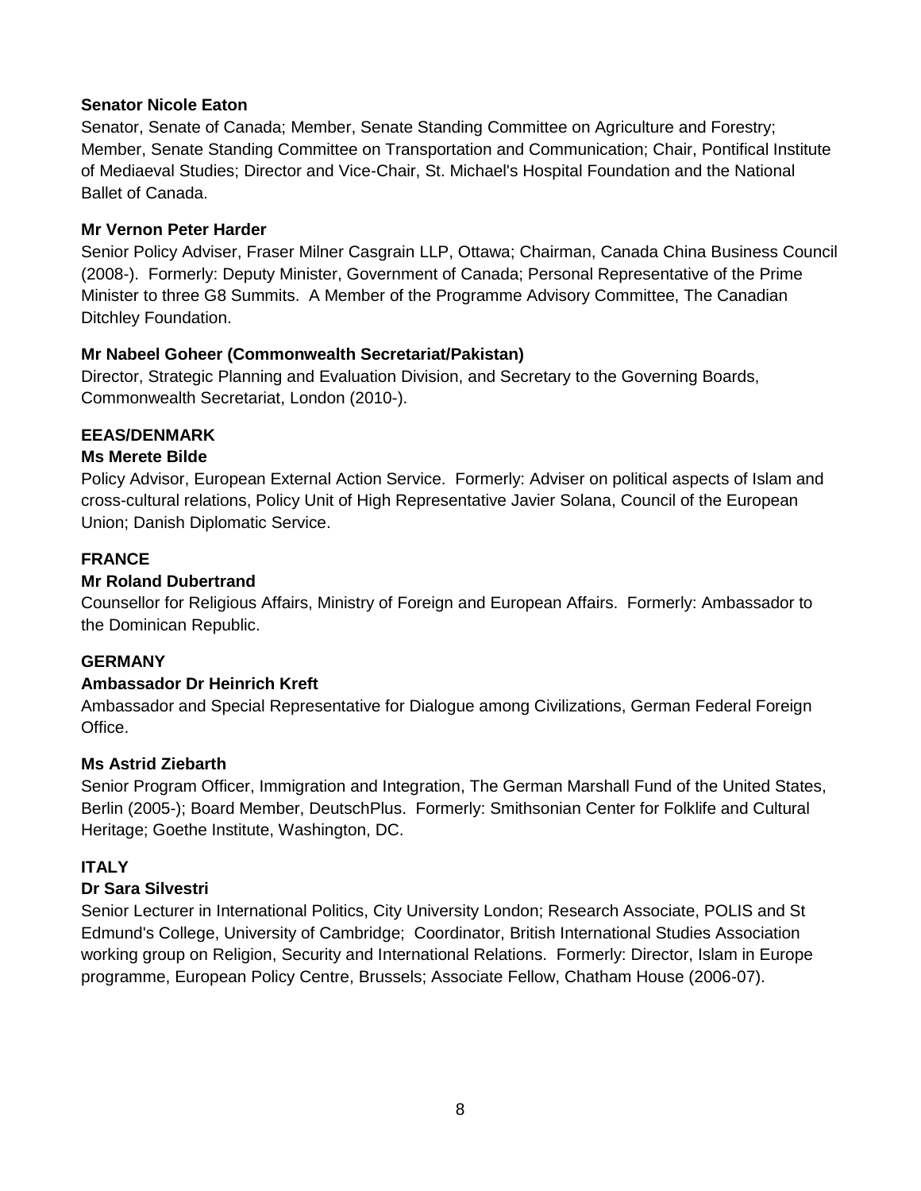**Senator Nicole Eaton**
Senator, Senate of Canada; Member, Senate Standing Committee on Agriculture and Forestry; Member, Senate Standing Committee on Transportation and Communication; Chair, Pontifical Institute of Mediaeval Studies; Director and Vice-Chair, St. Michael's Hospital Foundation and the National Ballet of Canada.

**Mr Vernon Peter Harder**
Senior Policy Adviser, Fraser Milner Casgrain LLP, Ottawa; Chairman, Canada China Business Council (2008-). Formerly: Deputy Minister, Government of Canada; Personal Representative of the Prime Minister to three G8 Summits. A Member of the Programme Advisory Committee, The Canadian Ditchley Foundation.

**Mr Nabeel Goheer (Commonwealth Secretariat/Pakistan)**
Director, Strategic Planning and Evaluation Division, and Secretary to the Governing Boards, Commonwealth Secretariat, London (2010-).

**EEAS/DENMARK**

**Ms Merete Bilde**
Policy Advisor, European External Action Service. Formerly: Adviser on political aspects of Islam and cross-cultural relations, Policy Unit of High Representative Javier Solana, Council of the European Union; Danish Diplomatic Service.

**FRANCE**

**Mr Roland Dubertrand**
Counsellor for Religious Affairs, Ministry of Foreign and European Affairs. Formerly: Ambassador to the Dominican Republic.

**GERMANY**

**Ambassador Dr Heinrich Kreft**
Ambassador and Special Representative for Dialogue among Civilizations, German Federal Foreign Office.

**Ms Astrid Ziebarth**
Senior Program Officer, Immigration and Integration, The German Marshall Fund of the United States, Berlin (2005-); Board Member, DeutschPlus. Formerly: Smithsonian Center for Folklife and Cultural Heritage; Goethe Institute, Washington, DC.

**ITALY**

**Dr Sara Silvestri**
Senior Lecturer in International Politics, City University London; Research Associate, POLIS and St Edmund's College, University of Cambridge; Coordinator, British International Studies Association working group on Religion, Security and International Relations. Formerly: Director, Islam in Europe programme, European Policy Centre, Brussels; Associate Fellow, Chatham House (2006-07).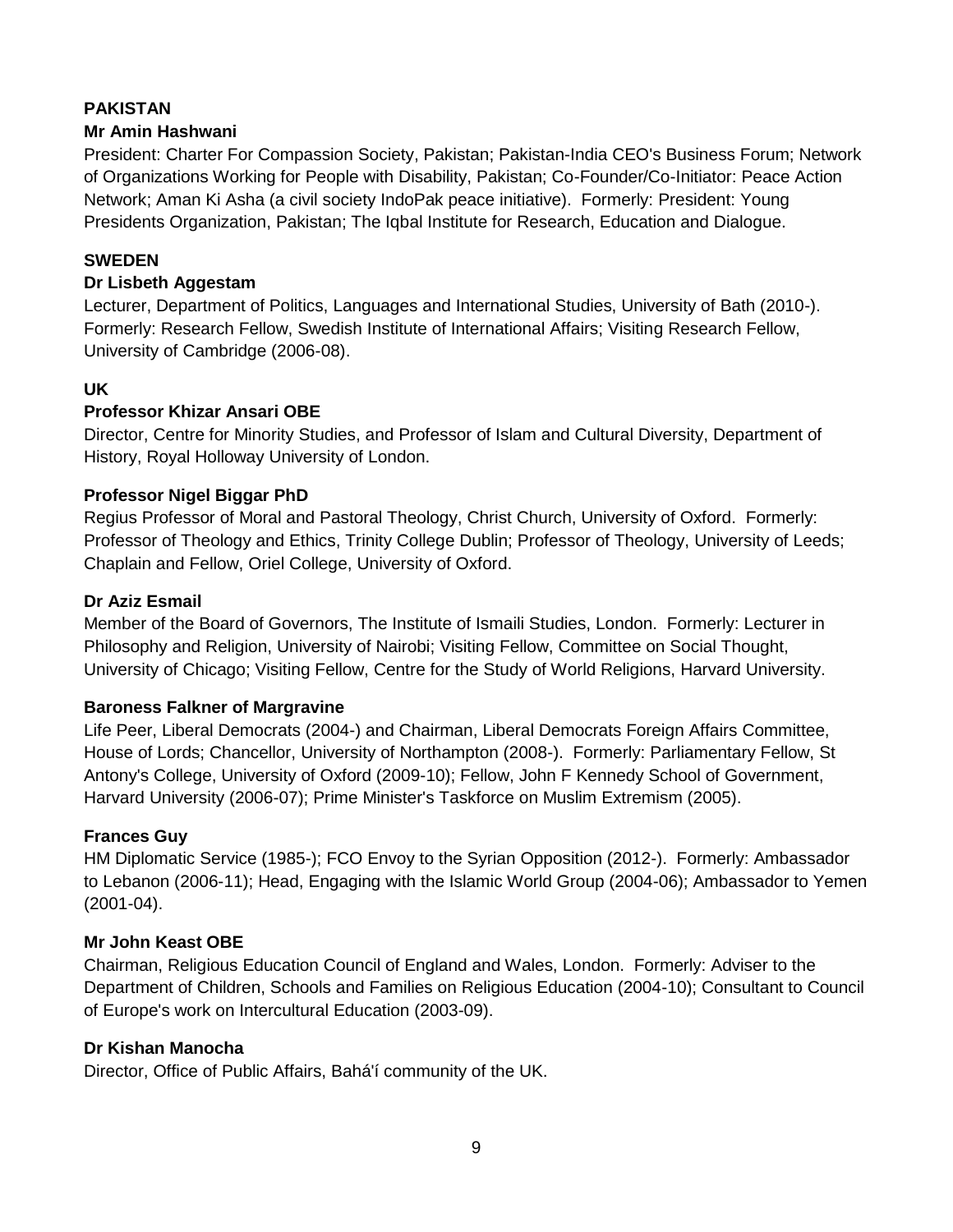**PAKISTAN**

**Mr Amin Hashwani**

President: Charter For Compassion Society, Pakistan; Pakistan-India CEO's Business Forum; Network of Organizations Working for People with Disability, Pakistan; Co-Founder/Co-Initiator: Peace Action Network; Aman Ki Asha (a civil society IndoPak peace initiative). Formerly: President: Young Presidents Organization, Pakistan; The Iqbal Institute for Research, Education and Dialogue.

**SWEDEN**

**Dr Lisbeth Aggestam**

Lecturer, Department of Politics, Languages and International Studies, University of Bath (2010-). Formerly: Research Fellow, Swedish Institute of International Affairs; Visiting Research Fellow, University of Cambridge (2006-08).

**UK**

**Professor Khizar Ansari OBE**

Director, Centre for Minority Studies, and Professor of Islam and Cultural Diversity, Department of History, Royal Holloway University of London.

**Professor Nigel Biggar PhD**

Regius Professor of Moral and Pastoral Theology, Christ Church, University of Oxford. Formerly: Professor of Theology and Ethics, Trinity College Dublin; Professor of Theology, University of Leeds; Chaplain and Fellow, Oriel College, University of Oxford.

**Dr Aziz Esmail**

Member of the Board of Governors, The Institute of Ismaili Studies, London. Formerly: Lecturer in Philosophy and Religion, University of Nairobi; Visiting Fellow, Committee on Social Thought, University of Chicago; Visiting Fellow, Centre for the Study of World Religions, Harvard University.

**Baroness Falkner of Margravine**

Life Peer, Liberal Democrats (2004-) and Chairman, Liberal Democrats Foreign Affairs Committee, House of Lords; Chancellor, University of Northampton (2008-). Formerly: Parliamentary Fellow, St Antony's College, University of Oxford (2009-10); Fellow, John F Kennedy School of Government, Harvard University (2006-07); Prime Minister's Taskforce on Muslim Extremism (2005).

**Frances Guy**

HM Diplomatic Service (1985-); FCO Envoy to the Syrian Opposition (2012-). Formerly: Ambassador to Lebanon (2006-11); Head, Engaging with the Islamic World Group (2004-06); Ambassador to Yemen (2001-04).

**Mr John Keast OBE**

Chairman, Religious Education Council of England and Wales, London. Formerly: Adviser to the Department of Children, Schools and Families on Religious Education (2004-10); Consultant to Council of Europe's work on Intercultural Education (2003-09).

**Dr Kishan Manocha**

Director, Office of Public Affairs, Bahá'í community of the UK.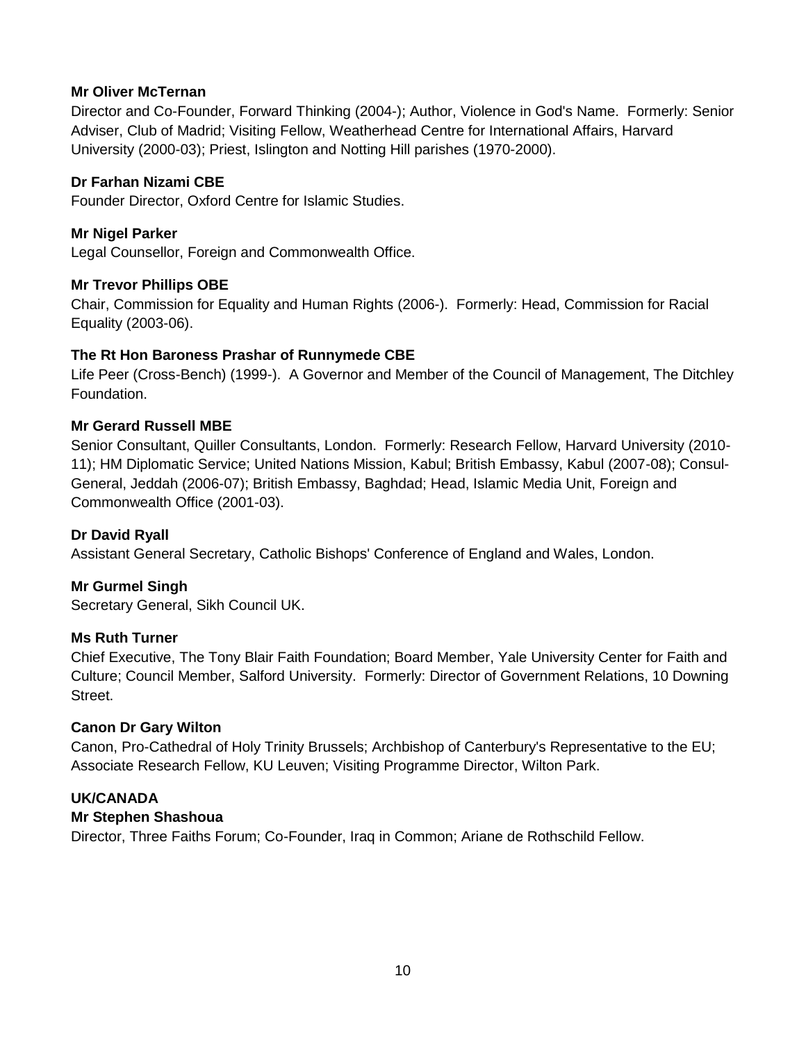**Mr Oliver McTernan**
Director and Co-Founder, Forward Thinking (2004-); Author, Violence in God's Name. Formerly: Senior Adviser, Club of Madrid; Visiting Fellow, Weatherhead Centre for International Affairs, Harvard University (2000-03); Priest, Islington and Notting Hill parishes (1970-2000).

**Dr Farhan Nizami CBE**
Founder Director, Oxford Centre for Islamic Studies.

**Mr Nigel Parker**
Legal Counsellor, Foreign and Commonwealth Office.

**Mr Trevor Phillips OBE**
Chair, Commission for Equality and Human Rights (2006-). Formerly: Head, Commission for Racial Equality (2003-06).

**The Rt Hon Baroness Prashar of Runnymede CBE**
Life Peer (Cross-Bench) (1999-). A Governor and Member of the Council of Management, The Ditchley Foundation.

**Mr Gerard Russell MBE**
Senior Consultant, Quiller Consultants, London. Formerly: Research Fellow, Harvard University (2010-11); HM Diplomatic Service; United Nations Mission, Kabul; British Embassy, Kabul (2007-08); Consul-General, Jeddah (2006-07); British Embassy, Baghdad; Head, Islamic Media Unit, Foreign and Commonwealth Office (2001-03).

**Dr David Ryall**
Assistant General Secretary, Catholic Bishops' Conference of England and Wales, London.

**Mr Gurmel Singh**
Secretary General, Sikh Council UK.

**Ms Ruth Turner**
Chief Executive, The Tony Blair Faith Foundation; Board Member, Yale University Center for Faith and Culture; Council Member, Salford University. Formerly: Director of Government Relations, 10 Downing Street.

**Canon Dr Gary Wilton**
Canon, Pro-Cathedral of Holy Trinity Brussels; Archbishop of Canterbury's Representative to the EU; Associate Research Fellow, KU Leuven; Visiting Programme Director, Wilton Park.

**UK/CANADA**

**Mr Stephen Shashoua**
Director, Three Faiths Forum; Co-Founder, Iraq in Common; Ariane de Rothschild Fellow.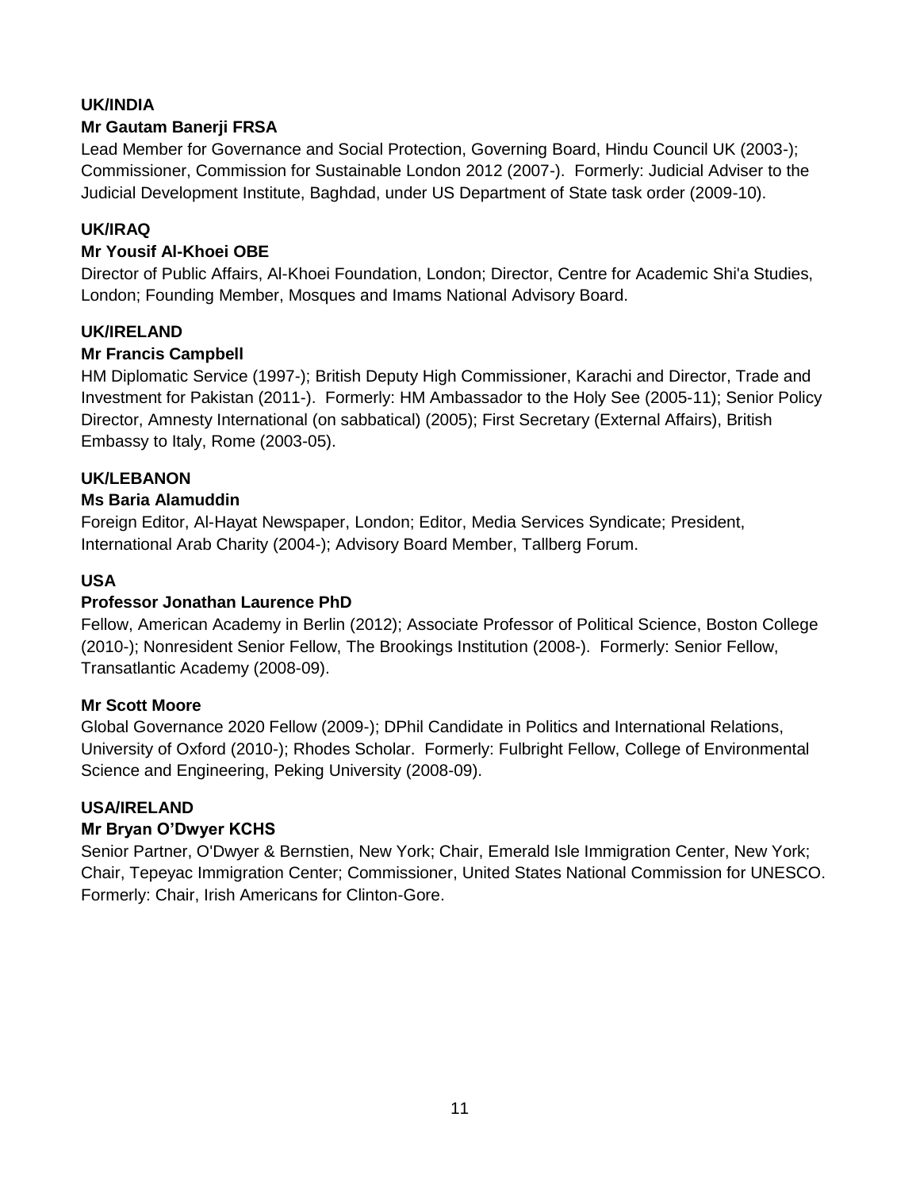**UK/INDIA**

**Mr Gautam Banerji FRSA**

Lead Member for Governance and Social Protection, Governing Board, Hindu Council UK (2003-); Commissioner, Commission for Sustainable London 2012 (2007-). Formerly: Judicial Adviser to the Judicial Development Institute, Baghdad, under US Department of State task order (2009-10).

**UK/IRAQ**

**Mr Yousif Al-Khoei OBE**

Director of Public Affairs, Al-Khoei Foundation, London; Director, Centre for Academic Shi'a Studies, London; Founding Member, Mosques and Imams National Advisory Board.

**UK/IRELAND**

**Mr Francis Campbell**

HM Diplomatic Service (1997-); British Deputy High Commissioner, Karachi and Director, Trade and Investment for Pakistan (2011-). Formerly: HM Ambassador to the Holy See (2005-11); Senior Policy Director, Amnesty International (on sabbatical) (2005); First Secretary (External Affairs), British Embassy to Italy, Rome (2003-05).

**UK/LEBANON**

**Ms Baria Alamuddin**

Foreign Editor, Al-Hayat Newspaper, London; Editor, Media Services Syndicate; President, International Arab Charity (2004-); Advisory Board Member, Tallberg Forum.

**USA**

**Professor Jonathan Laurence PhD**

Fellow, American Academy in Berlin (2012); Associate Professor of Political Science, Boston College (2010-); Nonresident Senior Fellow, The Brookings Institution (2008-). Formerly: Senior Fellow, Transatlantic Academy (2008-09).

**Mr Scott Moore**

Global Governance 2020 Fellow (2009-); DPhil Candidate in Politics and International Relations, University of Oxford (2010-); Rhodes Scholar. Formerly: Fulbright Fellow, College of Environmental Science and Engineering, Peking University (2008-09).

**USA/IRELAND**

**Mr Bryan O'Dwyer KCHS**

Senior Partner, O'Dwyer & Bernstien, New York; Chair, Emerald Isle Immigration Center, New York; Chair, Tepeyac Immigration Center; Commissioner, United States National Commission for UNESCO. Formerly: Chair, Irish Americans for Clinton-Gore.